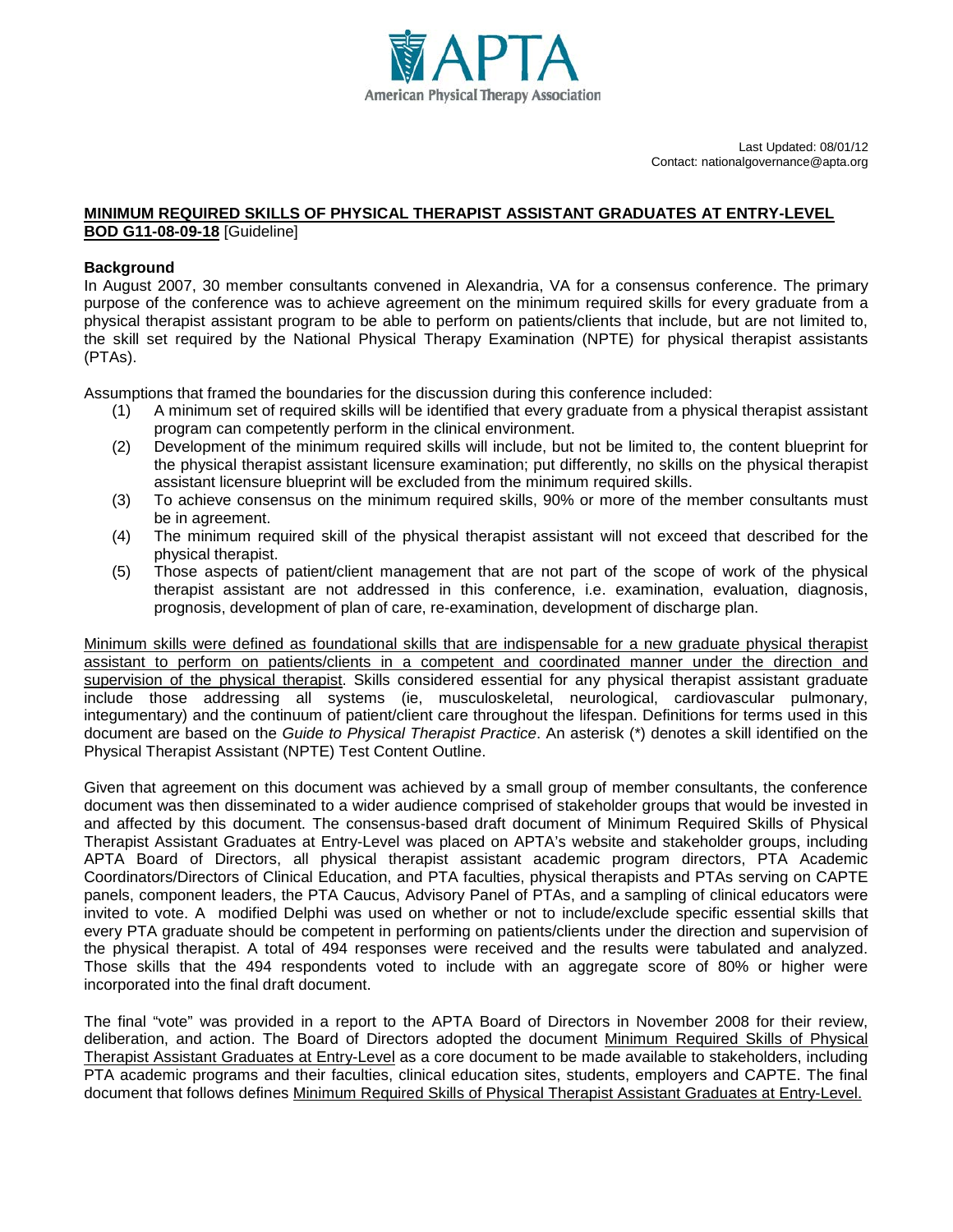Last Updated: 08/01/12
Contact: nationalgovernance@apta.org

## MINIMUM REQUIRED SKILLS OF PHYSICAL THERAPIST ASSISTANT GRADUATES AT ENTRY-LEVEL

**BOD G11-08-09-18** [Guideline]

### Background

In August 2007, 30 member consultants convened in Alexandria, VA for a consensus conference. The primary purpose of the conference was to achieve agreement on the minimum required skills for every graduate from a physical therapist assistant program to be able to perform on patients/clients that include, but are not limited to, the skill set required by the National Physical Therapy Examination (NPTE) for physical therapist assistants (PTAs).

Assumptions that framed the boundaries for the discussion during this conference included:

(1) A minimum set of required skills will be identified that every graduate from a physical therapist assistant program can competently perform in the clinical environment.
(2) Development of the minimum required skills will include, but not be limited to, the content blueprint for the physical therapist assistant licensure examination; put differently, no skills on the physical therapist assistant licensure blueprint will be excluded from the minimum required skills.
(3) To achieve consensus on the minimum required skills, 90% or more of the member consultants must be in agreement.
(4) The minimum required skill of the physical therapist assistant will not exceed that described for the physical therapist.
(5) Those aspects of patient/client management that are not part of the scope of work of the physical therapist assistant are not addressed in this conference, i.e. examination, evaluation, diagnosis, prognosis, development of plan of care, re-examination, development of discharge plan.

Minimum skills were defined as foundational skills that are indispensable for a new graduate physical therapist assistant to perform on patients/clients in a competent and coordinated manner under the direction and supervision of the physical therapist. Skills considered essential for any physical therapist assistant graduate include those addressing all systems (ie, musculoskeletal, neurological, cardiovascular pulmonary, integumentary) and the continuum of patient/client care throughout the lifespan. Definitions for terms used in this document are based on the *Guide to Physical Therapist Practice*. An asterisk (*) denotes a skill identified on the Physical Therapist Assistant (NPTE) Test Content Outline.

Given that agreement on this document was achieved by a small group of member consultants, the conference document was then disseminated to a wider audience comprised of stakeholder groups that would be invested in and affected by this document. The consensus-based draft document of Minimum Required Skills of Physical Therapist Assistant Graduates at Entry-Level was placed on APTA's website and stakeholder groups, including APTA Board of Directors, all physical therapist assistant academic program directors, PTA Academic Coordinators/Directors of Clinical Education, and PTA faculties, physical therapists and PTAs serving on CAPTE panels, component leaders, the PTA Caucus, Advisory Panel of PTAs, and a sampling of clinical educators were invited to vote. A modified Delphi was used on whether or not to include/exclude specific essential skills that every PTA graduate should be competent in performing on patients/clients under the direction and supervision of the physical therapist. A total of 494 responses were received and the results were tabulated and analyzed. Those skills that the 494 respondents voted to include with an aggregate score of 80% or higher were incorporated into the final draft document.

The final "vote" was provided in a report to the APTA Board of Directors in November 2008 for their review, deliberation, and action. The Board of Directors adopted the document Minimum Required Skills of Physical Therapist Assistant Graduates at Entry-Level as a core document to be made available to stakeholders, including PTA academic programs and their faculties, clinical education sites, students, employers and CAPTE. The final document that follows defines Minimum Required Skills of Physical Therapist Assistant Graduates at Entry-Level.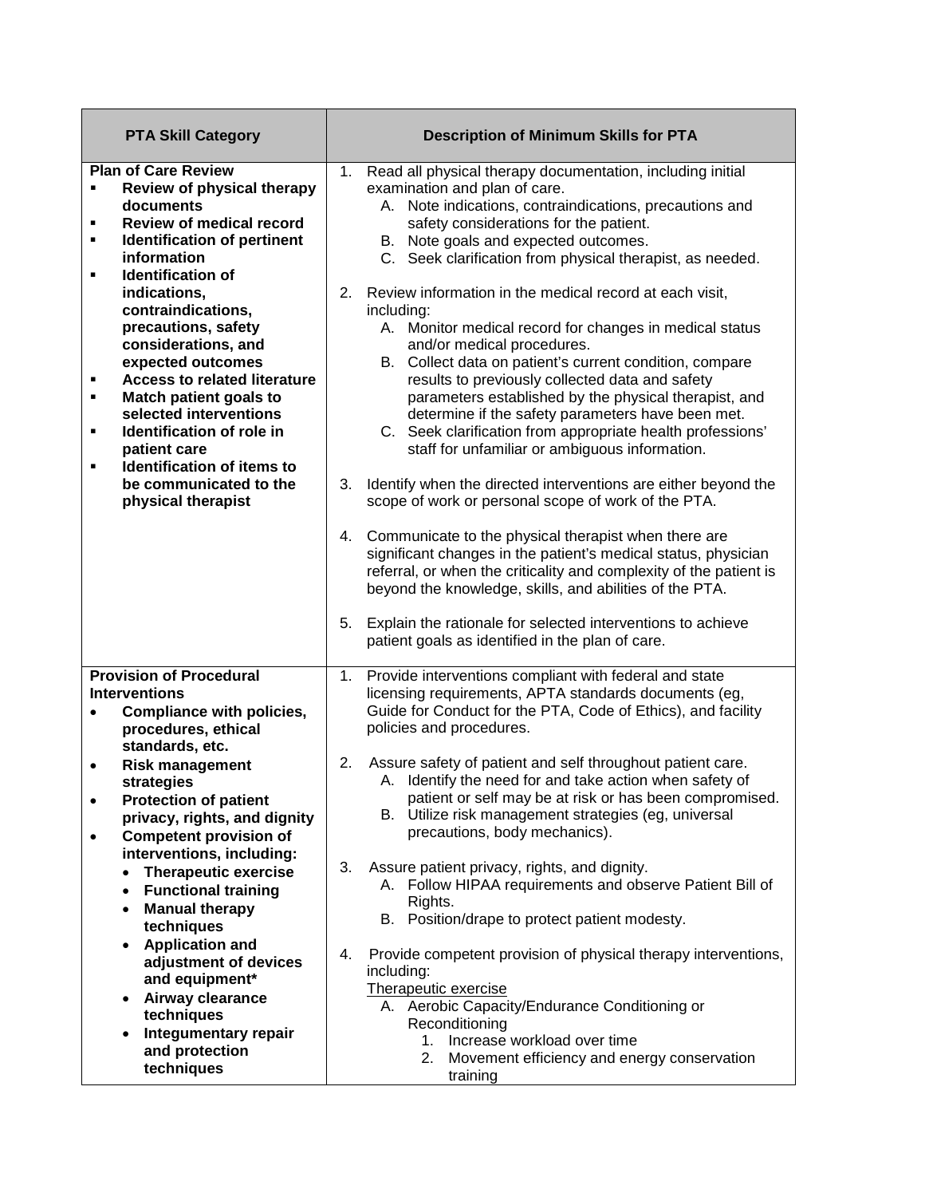| PTA Skill Category | Description of Minimum Skills for PTA |
|---|---|
| **Plan of Care Review**<br>▪ **Review of physical therapy documents**<br>▪ **Review of medical record**<br>▪ **Identification of pertinent information**<br>▪ **Identification of indications, contraindications, precautions, safety considerations, and expected outcomes**<br>▪ **Access to related literature**<br>▪ **Match patient goals to selected interventions**<br>▪ **Identification of role in patient care**<br>▪ **Identification of items to be communicated to the physical therapist** | 1. Read all physical therapy documentation, including initial examination and plan of care.<br>&nbsp;&nbsp;&nbsp;A. Note indications, contraindications, precautions and safety considerations for the patient.<br>&nbsp;&nbsp;&nbsp;B. Note goals and expected outcomes.<br>&nbsp;&nbsp;&nbsp;C. Seek clarification from physical therapist, as needed.<br><br>2. Review information in the medical record at each visit, including:<br>&nbsp;&nbsp;&nbsp;A. Monitor medical record for changes in medical status and/or medical procedures.<br>&nbsp;&nbsp;&nbsp;B. Collect data on patient's current condition, compare results to previously collected data and safety parameters established by the physical therapist, and determine if the safety parameters have been met.<br>&nbsp;&nbsp;&nbsp;C. Seek clarification from appropriate health professions' staff for unfamiliar or ambiguous information.<br><br>3. Identify when the directed interventions are either beyond the scope of work or personal scope of work of the PTA.<br><br>4. Communicate to the physical therapist when there are significant changes in the patient's medical status, physician referral, or when the criticality and complexity of the patient is beyond the knowledge, skills, and abilities of the PTA.<br><br>5. Explain the rationale for selected interventions to achieve patient goals as identified in the plan of care. |
| **Provision of Procedural Interventions**<br>• **Compliance with policies, procedures, ethical standards, etc.**<br>• **Risk management strategies**<br>• **Protection of patient privacy, rights, and dignity**<br>• **Competent provision of interventions, including:**<br>&nbsp;&nbsp;&nbsp;• **Therapeutic exercise**<br>&nbsp;&nbsp;&nbsp;• **Functional training**<br>&nbsp;&nbsp;&nbsp;• **Manual therapy techniques**<br>&nbsp;&nbsp;&nbsp;• **Application and adjustment of devices and equipment***<br>&nbsp;&nbsp;&nbsp;• **Airway clearance techniques**<br>&nbsp;&nbsp;&nbsp;• **Integumentary repair and protection techniques** | 1. Provide interventions compliant with federal and state licensing requirements, APTA standards documents (eg, Guide for Conduct for the PTA, Code of Ethics), and facility policies and procedures.<br><br>2. Assure safety of patient and self throughout patient care.<br>&nbsp;&nbsp;&nbsp;A. Identify the need for and take action when safety of patient or self may be at risk or has been compromised.<br>&nbsp;&nbsp;&nbsp;B. Utilize risk management strategies (eg, universal precautions, body mechanics).<br><br>3. Assure patient privacy, rights, and dignity.<br>&nbsp;&nbsp;&nbsp;A. Follow HIPAA requirements and observe Patient Bill of Rights.<br>&nbsp;&nbsp;&nbsp;B. Position/drape to protect patient modesty.<br><br>4. Provide competent provision of physical therapy interventions, including:<br><u>Therapeutic exercise</u><br>&nbsp;&nbsp;&nbsp;A. Aerobic Capacity/Endurance Conditioning or Reconditioning<br>&nbsp;&nbsp;&nbsp;&nbsp;&nbsp;&nbsp;1. Increase workload over time<br>&nbsp;&nbsp;&nbsp;&nbsp;&nbsp;&nbsp;2. Movement efficiency and energy conservation training |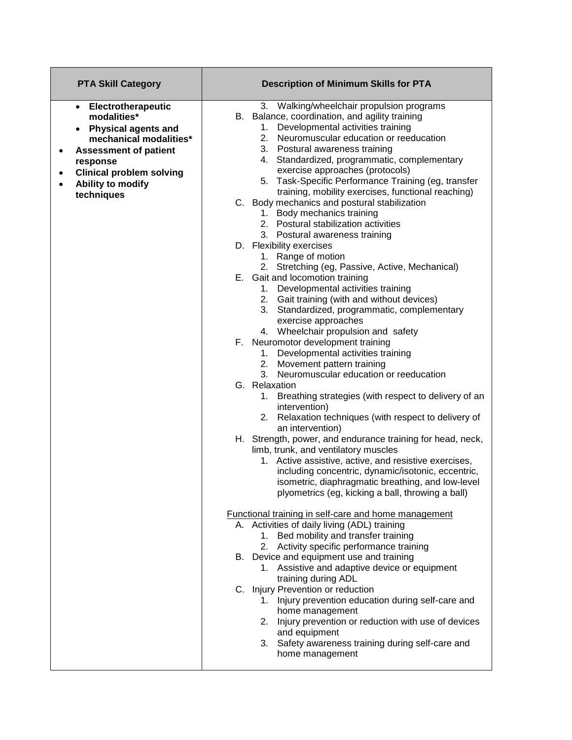| PTA Skill Category | Description of Minimum Skills for PTA |
| --- | --- |
| <ul><li>**Electrotherapeutic modalities***</li><li>**Physical agents and mechanical modalities***</li></ul><ul><li>**Assessment of patient response**</li><li>**Clinical problem solving**</li><li>**Ability to modify techniques**</li></ul> | 3. Walking/wheelchair propulsion programs<br>B. Balance, coordination, and agility training<br>1. Developmental activities training<br>2. Neuromuscular education or reeducation<br>3. Postural awareness training<br>4. Standardized, programmatic, complementary exercise approaches (protocols)<br>5. Task-Specific Performance Training (eg, transfer training, mobility exercises, functional reaching)<br>C. Body mechanics and postural stabilization<br>1. Body mechanics training<br>2. Postural stabilization activities<br>3. Postural awareness training<br>D. Flexibility exercises<br>1. Range of motion<br>2. Stretching (eg, Passive, Active, Mechanical)<br>E. Gait and locomotion training<br>1. Developmental activities training<br>2. Gait training (with and without devices)<br>3. Standardized, programmatic, complementary exercise approaches<br>4. Wheelchair propulsion and safety<br>F. Neuromotor development training<br>1. Developmental activities training<br>2. Movement pattern training<br>3. Neuromuscular education or reeducation<br>G. Relaxation<br>1. Breathing strategies (with respect to delivery of an intervention)<br>2. Relaxation techniques (with respect to delivery of an intervention)<br>H. Strength, power, and endurance training for head, neck, limb, trunk, and ventilatory muscles<br>1. Active assistive, active, and resistive exercises, including concentric, dynamic/isotonic, eccentric, isometric, diaphragmatic breathing, and low-level plyometrics (eg, kicking a ball, throwing a ball)<br><br><u>Functional training in self-care and home management</u><br>A. Activities of daily living (ADL) training<br>1. Bed mobility and transfer training<br>2. Activity specific performance training<br>B. Device and equipment use and training<br>1. Assistive and adaptive device or equipment training during ADL<br>C. Injury Prevention or reduction<br>1. Injury prevention education during self-care and home management<br>2. Injury prevention or reduction with use of devices and equipment<br>3. Safety awareness training during self-care and home management |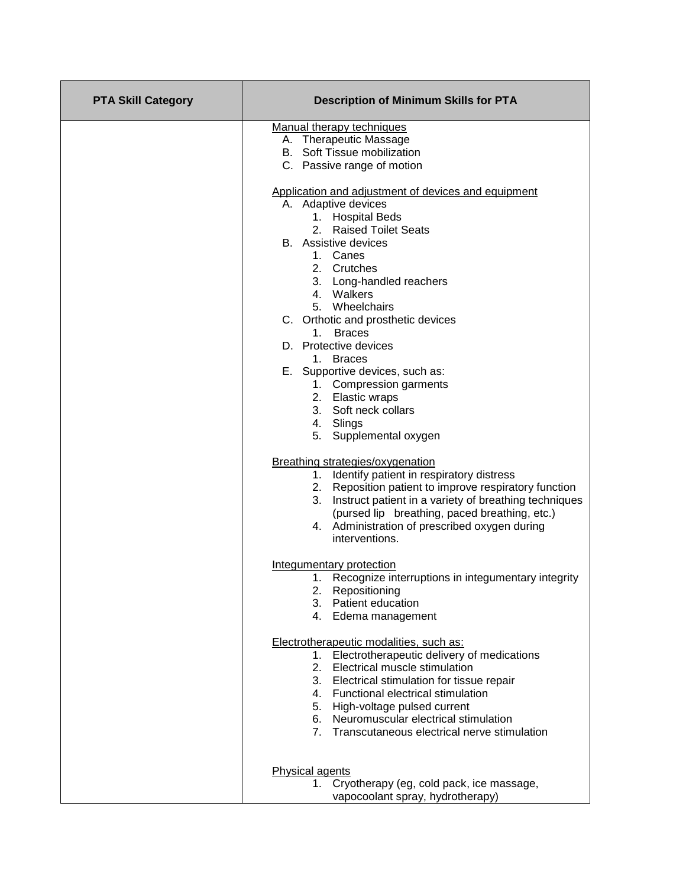| PTA Skill Category | Description of Minimum Skills for PTA |
| --- | --- |
| | <u>Manual therapy techniques</u><br>A. Therapeutic Massage<br>B. Soft Tissue mobilization<br>C. Passive range of motion<br><br><u>Application and adjustment of devices and equipment</u><br>A. Adaptive devices<br>1. Hospital Beds<br>2. Raised Toilet Seats<br>B. Assistive devices<br>1. Canes<br>2. Crutches<br>3. Long-handled reachers<br>4. Walkers<br>5. Wheelchairs<br>C. Orthotic and prosthetic devices<br>1. Braces<br>D. Protective devices<br>1. Braces<br>E. Supportive devices, such as:<br>1. Compression garments<br>2. Elastic wraps<br>3. Soft neck collars<br>4. Slings<br>5. Supplemental oxygen<br><br><u>Breathing strategies/oxygenation</u><br>1. Identify patient in respiratory distress<br>2. Reposition patient to improve respiratory function<br>3. Instruct patient in a variety of breathing techniques (pursed lip breathing, paced breathing, etc.)<br>4. Administration of prescribed oxygen during interventions.<br><br><u>Integumentary protection</u><br>1. Recognize interruptions in integumentary integrity<br>2. Repositioning<br>3. Patient education<br>4. Edema management<br><br><u>Electrotherapeutic modalities, such as:</u><br>1. Electrotherapeutic delivery of medications<br>2. Electrical muscle stimulation<br>3. Electrical stimulation for tissue repair<br>4. Functional electrical stimulation<br>5. High-voltage pulsed current<br>6. Neuromuscular electrical stimulation<br>7. Transcutaneous electrical nerve stimulation<br><br><u>Physical agents</u><br>1. Cryotherapy (eg, cold pack, ice massage, vapocoolant spray, hydrotherapy) |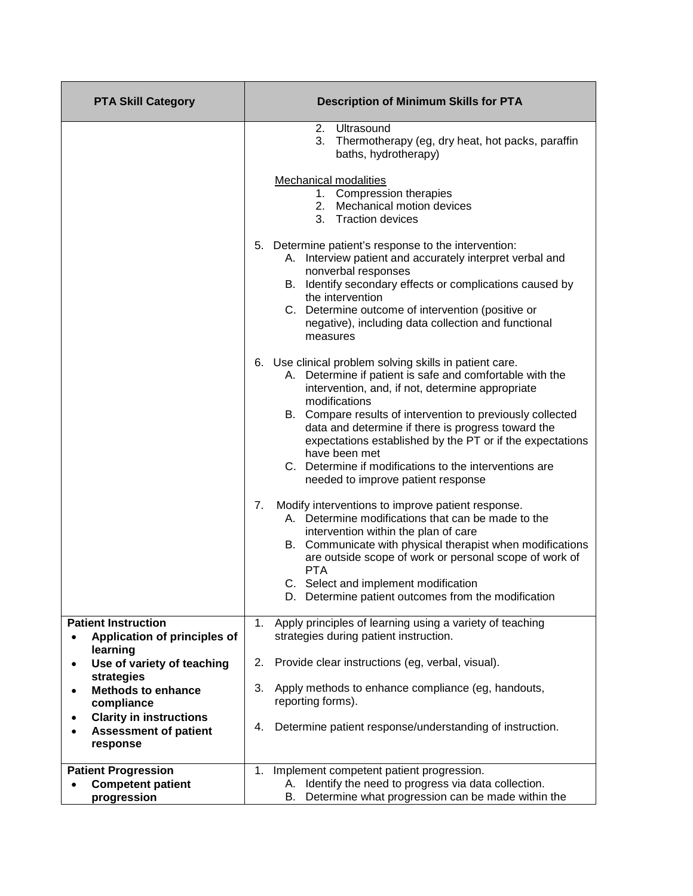| PTA Skill Category | Description of Minimum Skills for PTA |
|---|---|
| | 2. Ultrasound<br>3. Thermotherapy (eg, dry heat, hot packs, paraffin baths, hydrotherapy)<br><br><u>Mechanical modalities</u><br>1. Compression therapies<br>2. Mechanical motion devices<br>3. Traction devices<br><br>5. Determine patient's response to the intervention:<br>A. Interview patient and accurately interpret verbal and nonverbal responses<br>B. Identify secondary effects or complications caused by the intervention<br>C. Determine outcome of intervention (positive or negative), including data collection and functional measures<br><br>6. Use clinical problem solving skills in patient care.<br>A. Determine if patient is safe and comfortable with the intervention, and, if not, determine appropriate modifications<br>B. Compare results of intervention to previously collected data and determine if there is progress toward the expectations established by the PT or if the expectations have been met<br>C. Determine if modifications to the interventions are needed to improve patient response<br><br>7. Modify interventions to improve patient response.<br>A. Determine modifications that can be made to the intervention within the plan of care<br>B. Communicate with physical therapist when modifications are outside scope of work or personal scope of work of PTA<br>C. Select and implement modification<br>D. Determine patient outcomes from the modification |
| **Patient Instruction**<br>• **Application of principles of learning**<br>• **Use of variety of teaching strategies**<br>• **Methods to enhance compliance**<br>• **Clarity in instructions**<br>• **Assessment of patient response** | 1. Apply principles of learning using a variety of teaching strategies during patient instruction.<br><br>2. Provide clear instructions (eg, verbal, visual).<br><br>3. Apply methods to enhance compliance (eg, handouts, reporting forms).<br><br>4. Determine patient response/understanding of instruction. |
| **Patient Progression**<br>• **Competent patient progression** | 1. Implement competent patient progression.<br>A. Identify the need to progress via data collection.<br>B. Determine what progression can be made within the |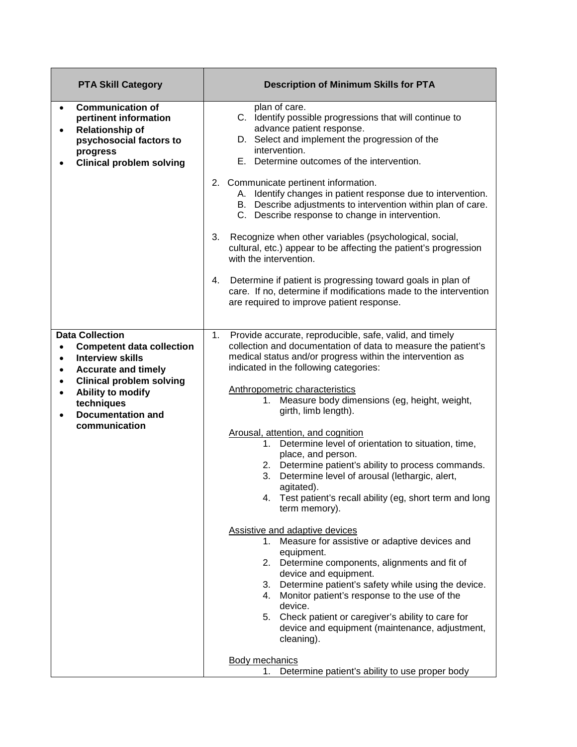| PTA Skill Category | Description of Minimum Skills for PTA |
|---|---|
| • **Communication of pertinent information**<br>• **Relationship of psychosocial factors to progress**<br>• **Clinical problem solving** | plan of care.<br>C. Identify possible progressions that will continue to advance patient response.<br>D. Select and implement the progression of the intervention.<br>E. Determine outcomes of the intervention.<br><br>2. Communicate pertinent information.<br>A. Identify changes in patient response due to intervention.<br>B. Describe adjustments to intervention within plan of care.<br>C. Describe response to change in intervention.<br><br>3. Recognize when other variables (psychological, social, cultural, etc.) appear to be affecting the patient's progression with the intervention.<br><br>4. Determine if patient is progressing toward goals in plan of care. If no, determine if modifications made to the intervention are required to improve patient response. |
| **Data Collection**<br>• **Competent data collection**<br>• **Interview skills**<br>• **Accurate and timely**<br>• **Clinical problem solving**<br>• **Ability to modify techniques**<br>• **Documentation and communication** | 1. Provide accurate, reproducible, safe, valid, and timely collection and documentation of data to measure the patient's medical status and/or progress within the intervention as indicated in the following categories:<br><br><u>Anthropometric characteristics</u><br>1. Measure body dimensions (eg, height, weight, girth, limb length).<br><br><u>Arousal, attention, and cognition</u><br>1. Determine level of orientation to situation, time, place, and person.<br>2. Determine patient's ability to process commands.<br>3. Determine level of arousal (lethargic, alert, agitated).<br>4. Test patient's recall ability (eg, short term and long term memory).<br><br><u>Assistive and adaptive devices</u><br>1. Measure for assistive or adaptive devices and equipment.<br>2. Determine components, alignments and fit of device and equipment.<br>3. Determine patient's safety while using the device.<br>4. Monitor patient's response to the use of the device.<br>5. Check patient or caregiver's ability to care for device and equipment (maintenance, adjustment, cleaning).<br><br><u>Body mechanics</u><br>1. Determine patient's ability to use proper body |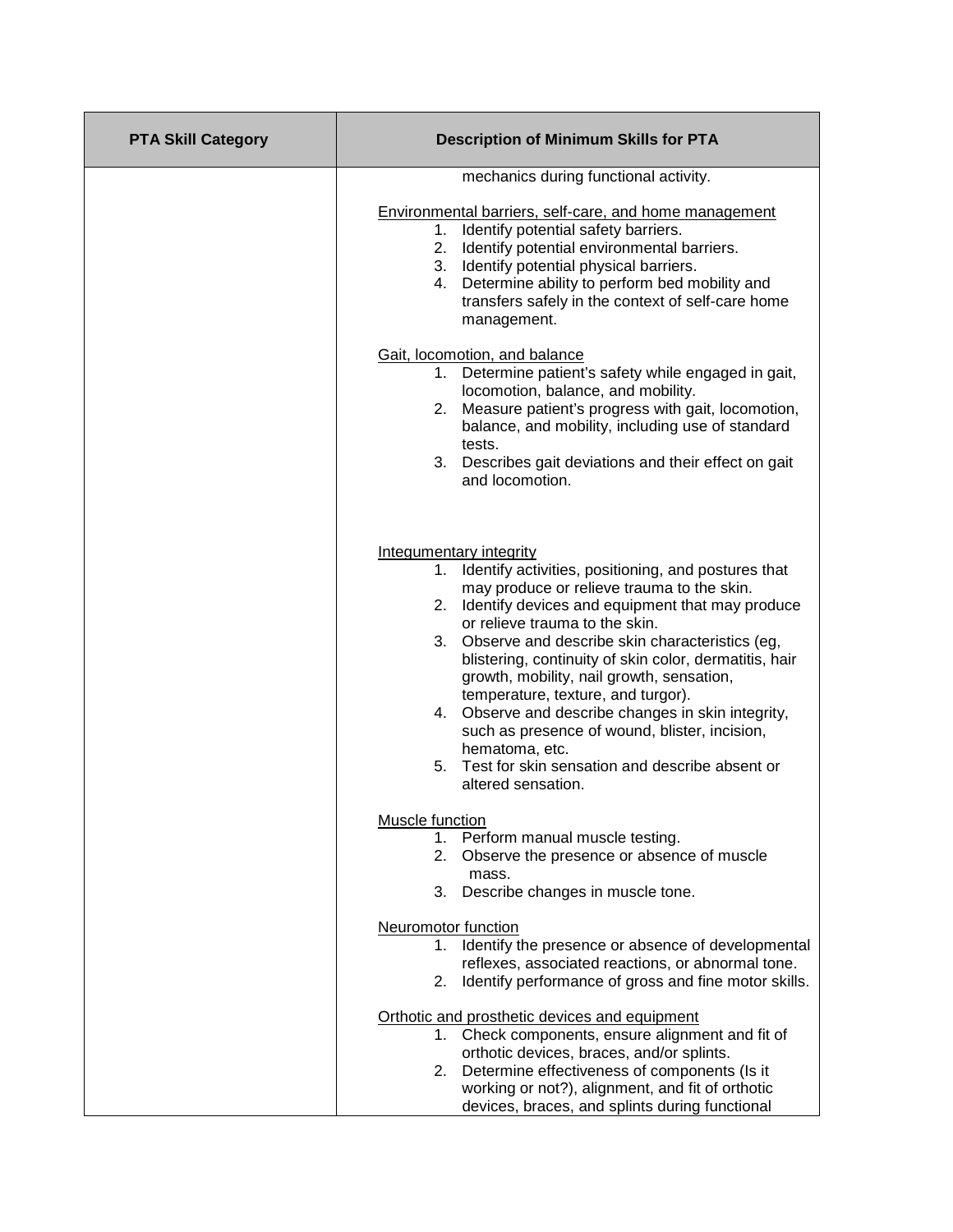| PTA Skill Category | Description of Minimum Skills for PTA |
| --- | --- |
| | mechanics during functional activity.<br><br><u>Environmental barriers, self-care, and home management</u><br>1. Identify potential safety barriers.<br>2. Identify potential environmental barriers.<br>3. Identify potential physical barriers.<br>4. Determine ability to perform bed mobility and transfers safely in the context of self-care home management.<br><br><u>Gait, locomotion, and balance</u><br>1. Determine patient's safety while engaged in gait, locomotion, balance, and mobility.<br>2. Measure patient's progress with gait, locomotion, balance, and mobility, including use of standard tests.<br>3. Describes gait deviations and their effect on gait and locomotion.<br><br><u>Integumentary integrity</u><br>1. Identify activities, positioning, and postures that may produce or relieve trauma to the skin.<br>2. Identify devices and equipment that may produce or relieve trauma to the skin.<br>3. Observe and describe skin characteristics (eg, blistering, continuity of skin color, dermatitis, hair growth, mobility, nail growth, sensation, temperature, texture, and turgor).<br>4. Observe and describe changes in skin integrity, such as presence of wound, blister, incision, hematoma, etc.<br>5. Test for skin sensation and describe absent or altered sensation.<br><br><u>Muscle function</u><br>1. Perform manual muscle testing.<br>2. Observe the presence or absence of muscle mass.<br>3. Describe changes in muscle tone.<br><br><u>Neuromotor function</u><br>1. Identify the presence or absence of developmental reflexes, associated reactions, or abnormal tone.<br>2. Identify performance of gross and fine motor skills.<br><br><u>Orthotic and prosthetic devices and equipment</u><br>1. Check components, ensure alignment and fit of orthotic devices, braces, and/or splints.<br>2. Determine effectiveness of components (Is it working or not?), alignment, and fit of orthotic devices, braces, and splints during functional |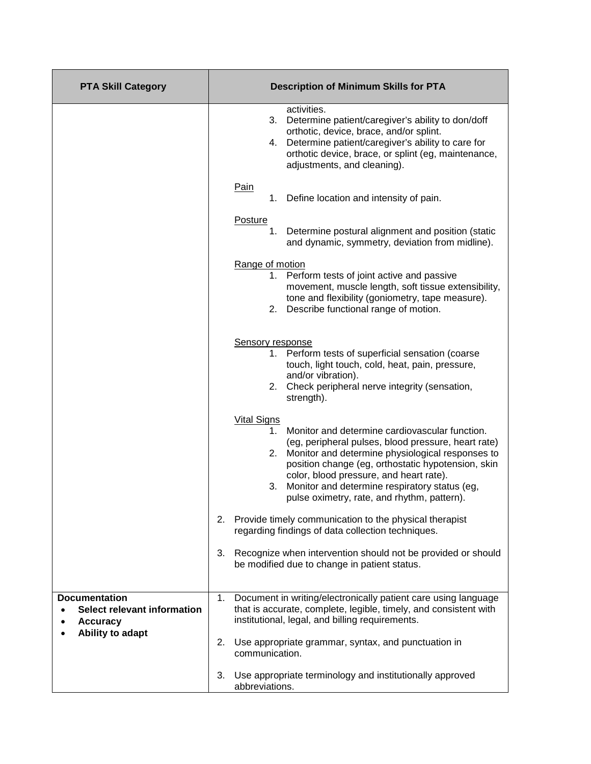| PTA Skill Category | Description of Minimum Skills for PTA |
|---|---|
| | activities.<br>3. Determine patient/caregiver's ability to don/doff orthotic, device, brace, and/or splint.<br>4. Determine patient/caregiver's ability to care for orthotic device, brace, or splint (eg, maintenance, adjustments, and cleaning).<br><br><u>Pain</u><br>1. Define location and intensity of pain.<br><br><u>Posture</u><br>1. Determine postural alignment and position (static and dynamic, symmetry, deviation from midline).<br><br><u>Range of motion</u><br>1. Perform tests of joint active and passive movement, muscle length, soft tissue extensibility, tone and flexibility (goniometry, tape measure).<br>2. Describe functional range of motion.<br><br><u>Sensory response</u><br>1. Perform tests of superficial sensation (coarse touch, light touch, cold, heat, pain, pressure, and/or vibration).<br>2. Check peripheral nerve integrity (sensation, strength).<br><br><u>Vital Signs</u><br>1. Monitor and determine cardiovascular function. (eg, peripheral pulses, blood pressure, heart rate)<br>2. Monitor and determine physiological responses to position change (eg, orthostatic hypotension, skin color, blood pressure, and heart rate).<br>3. Monitor and determine respiratory status (eg, pulse oximetry, rate, and rhythm, pattern).<br><br>2. Provide timely communication to the physical therapist regarding findings of data collection techniques.<br><br>3. Recognize when intervention should not be provided or should be modified due to change in patient status. |
| **Documentation**<br>• **Select relevant information**<br>• **Accuracy**<br>• **Ability to adapt** | 1. Document in writing/electronically patient care using language that is accurate, complete, legible, timely, and consistent with institutional, legal, and billing requirements.<br><br>2. Use appropriate grammar, syntax, and punctuation in communication.<br><br>3. Use appropriate terminology and institutionally approved abbreviations. |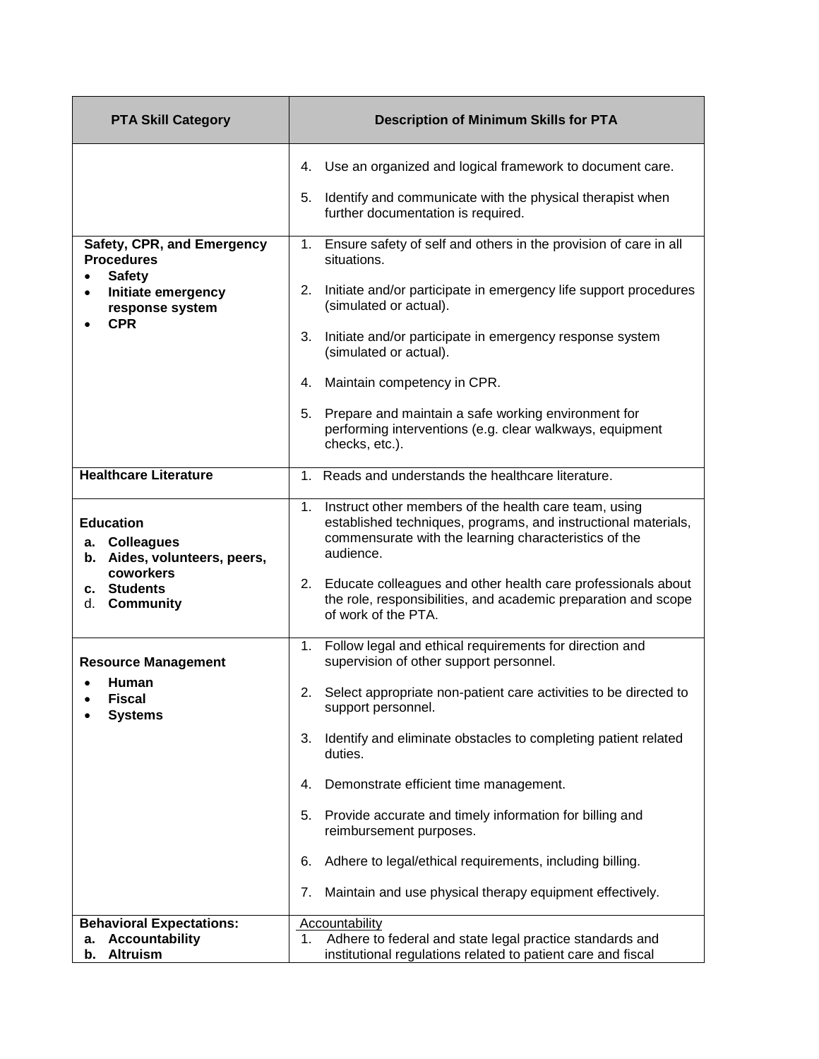| PTA Skill Category | Description of Minimum Skills for PTA |
|---|---|
| | 4. Use an organized and logical framework to document care.<br><br>5. Identify and communicate with the physical therapist when further documentation is required. |
| **Safety, CPR, and Emergency Procedures**<br>• **Safety**<br>• **Initiate emergency response system**<br>• **CPR** | 1. Ensure safety of self and others in the provision of care in all situations.<br><br>2. Initiate and/or participate in emergency life support procedures (simulated or actual).<br><br>3. Initiate and/or participate in emergency response system (simulated or actual).<br><br>4. Maintain competency in CPR.<br><br>5. Prepare and maintain a safe working environment for performing interventions (e.g. clear walkways, equipment checks, etc.). |
| **Healthcare Literature** | 1. Reads and understands the healthcare literature. |
| **Education**<br>**a. Colleagues**<br>**b. Aides, volunteers, peers, coworkers**<br>**c. Students**<br>d. **Community** | 1. Instruct other members of the health care team, using established techniques, programs, and instructional materials, commensurate with the learning characteristics of the audience.<br><br>2. Educate colleagues and other health care professionals about the role, responsibilities, and academic preparation and scope of work of the PTA. |
| **Resource Management**<br>• **Human**<br>• **Fiscal**<br>• **Systems** | 1. Follow legal and ethical requirements for direction and supervision of other support personnel.<br><br>2. Select appropriate non-patient care activities to be directed to support personnel.<br><br>3. Identify and eliminate obstacles to completing patient related duties.<br><br>4. Demonstrate efficient time management.<br><br>5. Provide accurate and timely information for billing and reimbursement purposes.<br><br>6. Adhere to legal/ethical requirements, including billing.<br><br>7. Maintain and use physical therapy equipment effectively. |
| **Behavioral Expectations:**<br>**a. Accountability**<br>**b. Altruism** | Accountability<br>1. Adhere to federal and state legal practice standards and institutional regulations related to patient care and fiscal |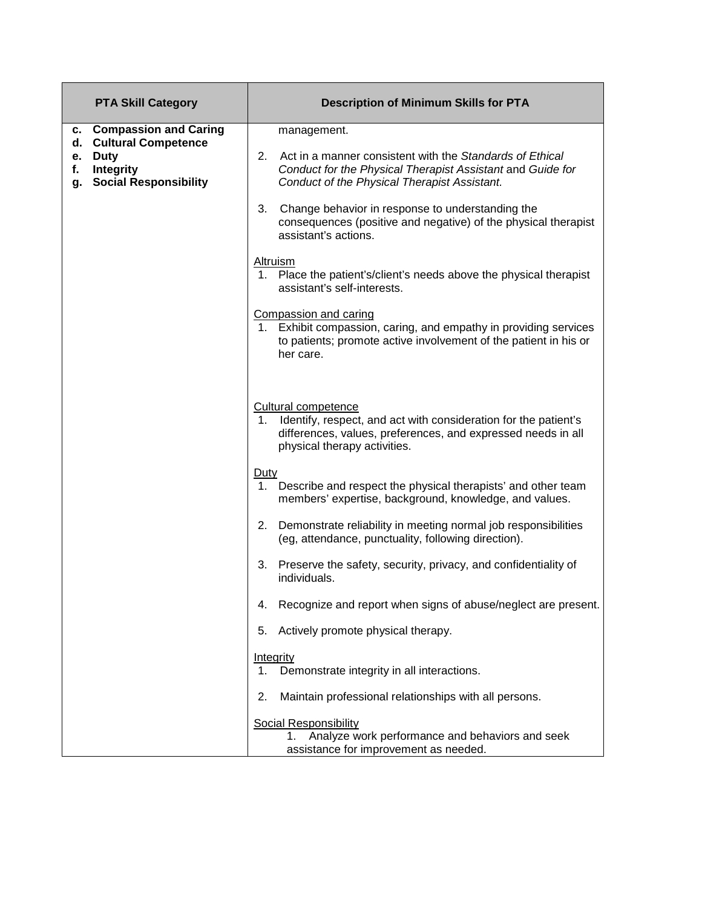| PTA Skill Category | Description of Minimum Skills for PTA |
|---|---|
| **c. Compassion and Caring**<br>**d. Cultural Competence**<br>**e. Duty**<br>**f. Integrity**<br>**g. Social Responsibility** | management.<br><br>2. Act in a manner consistent with the *Standards of Ethical Conduct for the Physical Therapist Assistant* and *Guide for Conduct of the Physical Therapist Assistant.*<br><br>3. Change behavior in response to understanding the consequences (positive and negative) of the physical therapist assistant's actions.<br><br><u>Altruism</u><br>1. Place the patient's/client's needs above the physical therapist assistant's self-interests.<br><br><u>Compassion and caring</u><br>1. Exhibit compassion, caring, and empathy in providing services to patients; promote active involvement of the patient in his or her care.<br><br><u>Cultural competence</u><br>1. Identify, respect, and act with consideration for the patient's differences, values, preferences, and expressed needs in all physical therapy activities.<br><br><u>Duty</u><br>1. Describe and respect the physical therapists' and other team members' expertise, background, knowledge, and values.<br><br>2. Demonstrate reliability in meeting normal job responsibilities (eg, attendance, punctuality, following direction).<br><br>3. Preserve the safety, security, privacy, and confidentiality of individuals.<br><br>4. Recognize and report when signs of abuse/neglect are present.<br><br>5. Actively promote physical therapy.<br><br><u>Integrity</u><br>1. Demonstrate integrity in all interactions.<br><br>2. Maintain professional relationships with all persons.<br><br><u>Social Responsibility</u><br>1. Analyze work performance and behaviors and seek assistance for improvement as needed. |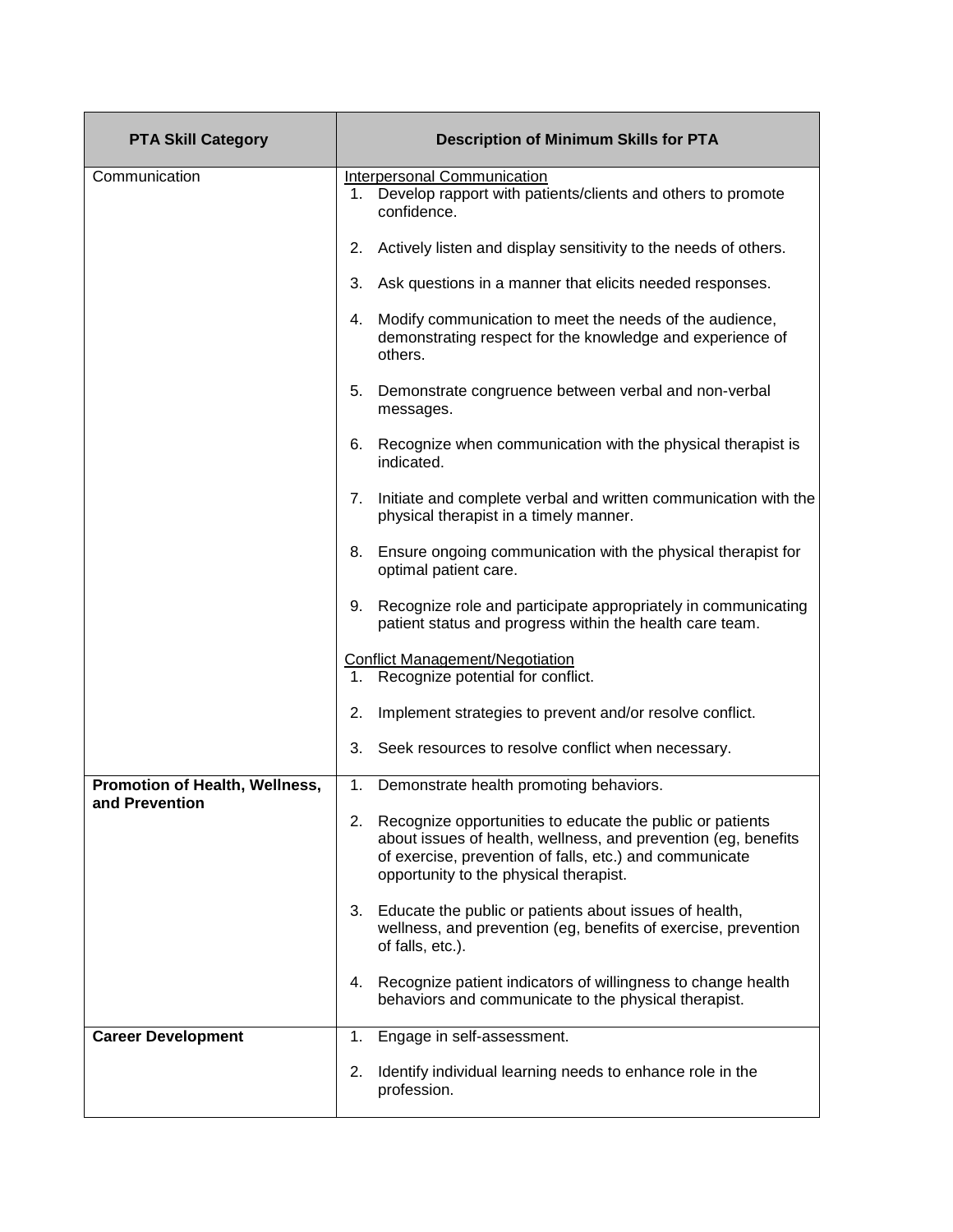| PTA Skill Category | Description of Minimum Skills for PTA |
|---|---|
| Communication | Interpersonal Communication<br>1. Develop rapport with patients/clients and others to promote confidence.<br>2. Actively listen and display sensitivity to the needs of others.<br>3. Ask questions in a manner that elicits needed responses.<br>4. Modify communication to meet the needs of the audience, demonstrating respect for the knowledge and experience of others.<br>5. Demonstrate congruence between verbal and non-verbal messages.<br>6. Recognize when communication with the physical therapist is indicated.<br>7. Initiate and complete verbal and written communication with the physical therapist in a timely manner.<br>8. Ensure ongoing communication with the physical therapist for optimal patient care.<br>9. Recognize role and participate appropriately in communicating patient status and progress within the health care team.<br><br>Conflict Management/Negotiation<br>1. Recognize potential for conflict.<br>2. Implement strategies to prevent and/or resolve conflict.<br>3. Seek resources to resolve conflict when necessary. |
| **Promotion of Health, Wellness, and Prevention** | 1. Demonstrate health promoting behaviors.<br>2. Recognize opportunities to educate the public or patients about issues of health, wellness, and prevention (eg, benefits of exercise, prevention of falls, etc.) and communicate opportunity to the physical therapist.<br>3. Educate the public or patients about issues of health, wellness, and prevention (eg, benefits of exercise, prevention of falls, etc.).<br>4. Recognize patient indicators of willingness to change health behaviors and communicate to the physical therapist. |
| **Career Development** | 1. Engage in self-assessment.<br>2. Identify individual learning needs to enhance role in the profession. |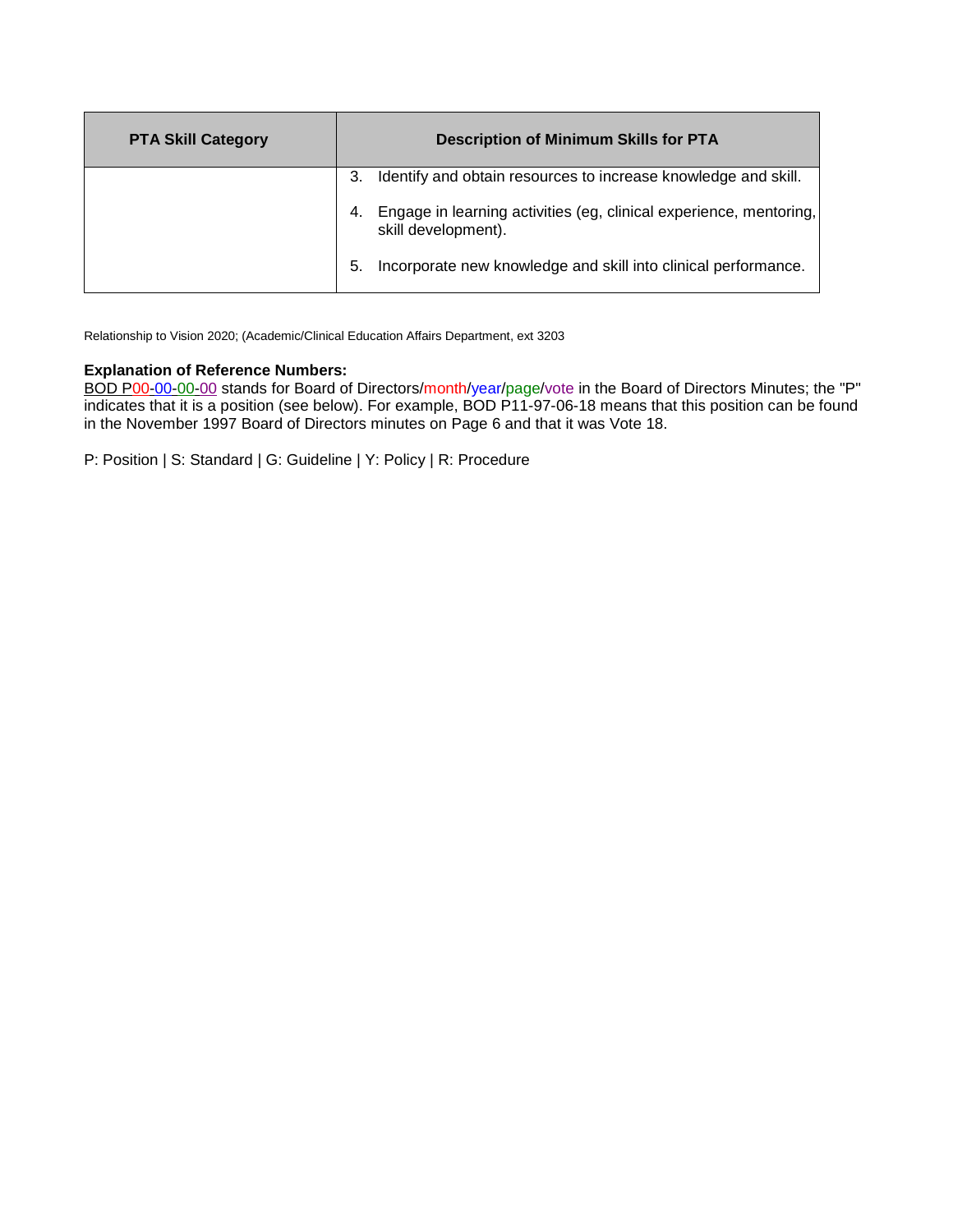| PTA Skill Category | Description of Minimum Skills for PTA |
|---|---|
| | 3. Identify and obtain resources to increase knowledge and skill.<br><br>4. Engage in learning activities (eg, clinical experience, mentoring, skill development).<br><br>5. Incorporate new knowledge and skill into clinical performance. |

Relationship to Vision 2020; (Academic/Clinical Education Affairs Department, ext 3203

**Explanation of Reference Numbers:**
BOD P00-00-00-00 stands for Board of Directors/month/year/page/vote in the Board of Directors Minutes; the "P" indicates that it is a position (see below). For example, BOD P11-97-06-18 means that this position can be found in the November 1997 Board of Directors minutes on Page 6 and that it was Vote 18.

P: Position | S: Standard | G: Guideline | Y: Policy | R: Procedure